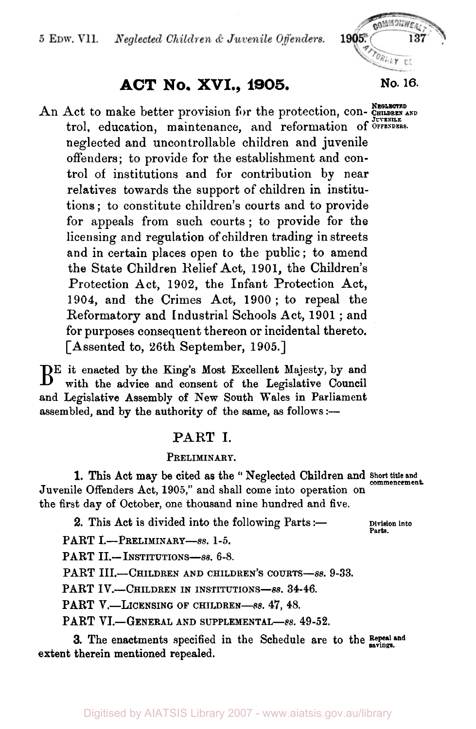# ACT No. XVI., 1905.

No. 16.

An Act to make better provision for the protection, control, education, maintenance, and reformation of neglected and uncontrollable children and juvenile offenders; to provide for the establishment and control of institutions and for contribution by near relatives towards the support of children in institutions; to constitute children's courts and to provide for appeals from such courts; to provide for the licensing and regulation of children trading in streets and in certain places open to the public; to amend the State Children Relief Act, 1901, the Children's Protection Act, 1902, the Infant Protection Act, 1904, and the Crimes Act, 1900; to repeal the Reformatory and Industrial Schools Act, 1901; and for purposes consequent thereon or incidental thereto. [Assented to, 26th September, 1905.]

*Neglected Children and Juvenile Offenders.*

BE it enacted by the King's Most Excellent Majesty, by and with the advice and consent of the Legislative Council and Legislative Assembly of New South Wales in Parliament assembled, and by the authority of the same, as follows:—

## PART I.

### PRELIMINARY.

*Short title and commencement.*

**1.** This Act may be cited as the "Neglected Children and Juvenile Offenders Act, 1905," and shall come into operation on the first day of October, one thousand nine hundred and five.

*Division into Parts.*

**2.** This Act is divided into the following Parts:—

PART I.—PRELIMINARY—*ss.* 1-5.

PART II.—INSTITUTIONS—*ss.* 6-8.

PART III.—CHILDREN AND CHILDREN'S COURTS—*ss.* 9-33.

PART IV.—CHILDREN IN INSTITUTIONS—*ss.* 34-46.

PART V.—LICENSING OF CHILDREN—*ss.* 47, 48.

PART VI.—GENERAL AND SUPPLEMENTAL—*ss.* 49-52.

*Repeal and savings.*

**3.** The enactments specified in the Schedule are to the extent therein mentioned repealed.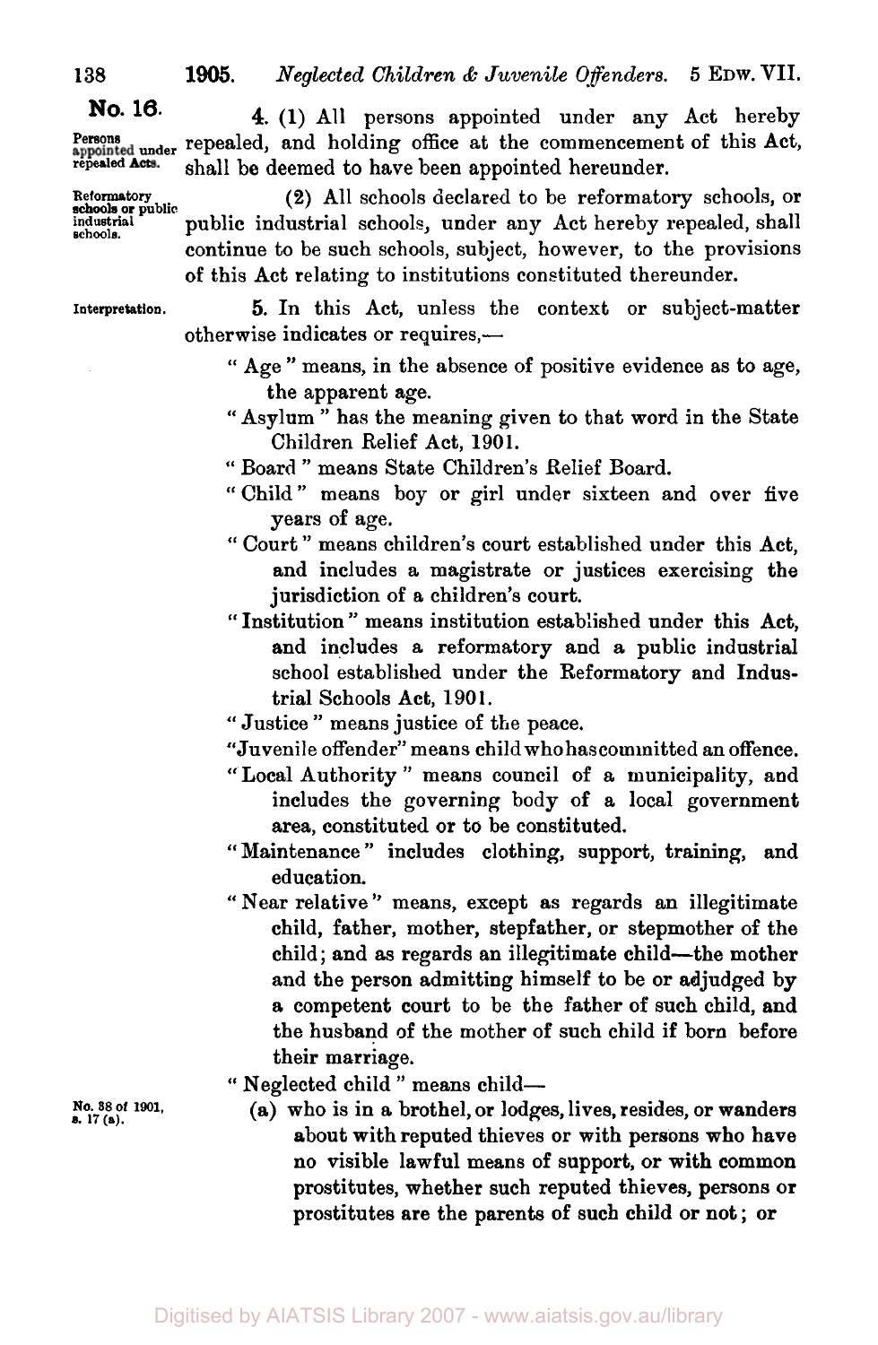**No. 16.**

*Persons appointed under repealed Acts.*

4. (1) All persons appointed under any Act hereby repealed, and holding office at the commencement of this Act, shall be deemed to have been appointed hereunder.

*Reformatory schools or public industrial schools.*

(2) All schools declared to be reformatory schools, or public industrial schools, under any Act hereby repealed, shall continue to be such schools, subject, however, to the provisions of this Act relating to institutions constituted thereunder.

*Interpretation.*

5. In this Act, unless the context or subject-matter otherwise indicates or requires,—

"Age" means, in the absence of positive evidence as to age, the apparent age.

"Asylum" has the meaning given to that word in the State Children Relief Act, 1901.

"Board" means State Children's Relief Board.

"Child" means boy or girl under sixteen and over five years of age.

"Court" means children's court established under this Act, and includes a magistrate or justices exercising the jurisdiction of a children's court.

"Institution" means institution established under this Act, and includes a reformatory and a public industrial school established under the Reformatory and Industrial Schools Act, 1901.

"Justice" means justice of the peace.

"Juvenile offender" means child who has committed an offence.

"Local Authority" means council of a municipality, and includes the governing body of a local government area, constituted or to be constituted.

"Maintenance" includes clothing, support, training, and education.

"Near relative" means, except as regards an illegitimate child, father, mother, stepfather, or stepmother of the child; and as regards an illegitimate child—the mother and the person admitting himself to be or adjudged by a competent court to be the father of such child, and the husband of the mother of such child if born before their marriage.

"Neglected child" means child—

*No. 38 of 1901, s. 17 (a).*

(a) who is in a brothel, or lodges, lives, resides, or wanders about with reputed thieves or with persons who have no visible lawful means of support, or with common prostitutes, whether such reputed thieves, persons or prostitutes are the parents of such child or not; or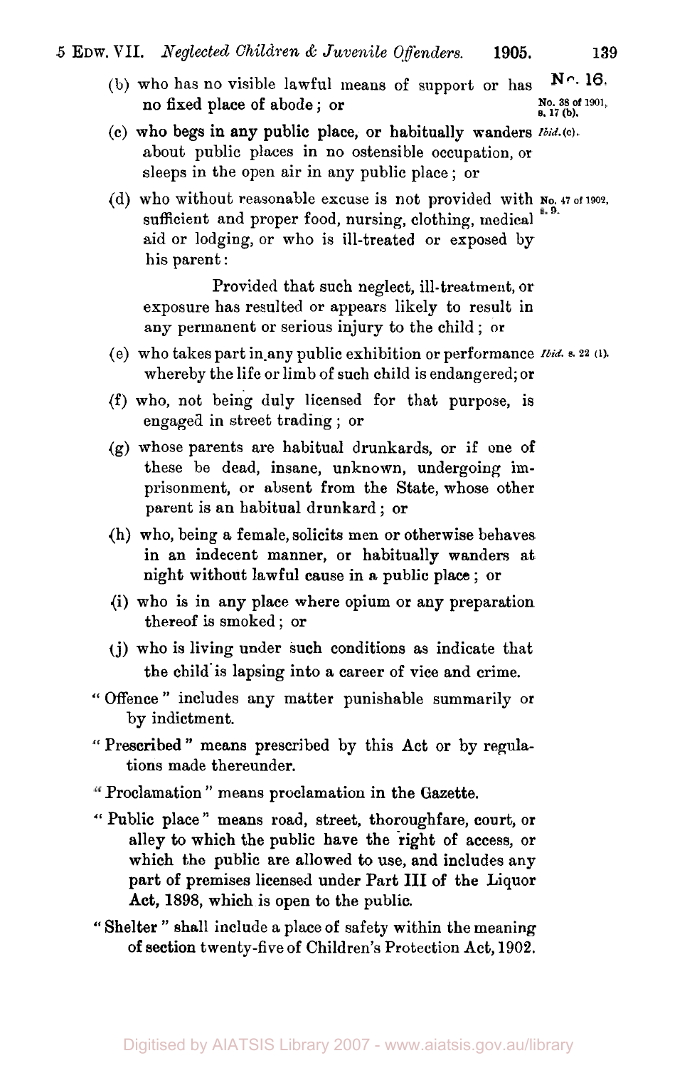(b) who has no visible lawful means of support or has no fixed place of abode; or

No. 38 of 1901, s. 17 (b).

(c) who begs in any public place, or habitually wanders about public places in no ostensible occupation, or sleeps in the open air in any public place; or

*Ibid.* (c).

(d) who without reasonable excuse is not provided with sufficient and proper food, nursing, clothing, medical aid or lodging, or who is ill-treated or exposed by his parent:

No. 47 of 1902, s. 9.

Provided that such neglect, ill-treatment, or exposure has resulted or appears likely to result in any permanent or serious injury to the child; or

(e) who takes part in any public exhibition or performance whereby the life or limb of such child is endangered; or

*Ibid.* s. 22 (1).

(f) who, not being duly licensed for that purpose, is engaged in street trading; or

(g) whose parents are habitual drunkards, or if one of these be dead, insane, unknown, undergoing imprisonment, or absent from the State, whose other parent is an habitual drunkard; or

(h) who, being a female, solicits men or otherwise behaves in an indecent manner, or habitually wanders at night without lawful cause in a public place; or

(i) who is in any place where opium or any preparation thereof is smoked; or

(j) who is living under such conditions as indicate that the child is lapsing into a career of vice and crime.

"Offence" includes any matter punishable summarily or by indictment.

"Prescribed" means prescribed by this Act or by regulations made thereunder.

"Proclamation" means proclamation in the Gazette.

"Public place" means road, street, thoroughfare, court, or alley to which the public have the right of access, or which the public are allowed to use, and includes any part of premises licensed under Part III of the Liquor Act, 1898, which is open to the public.

"Shelter" shall include a place of safety within the meaning of section twenty-five of Children's Protection Act, 1902.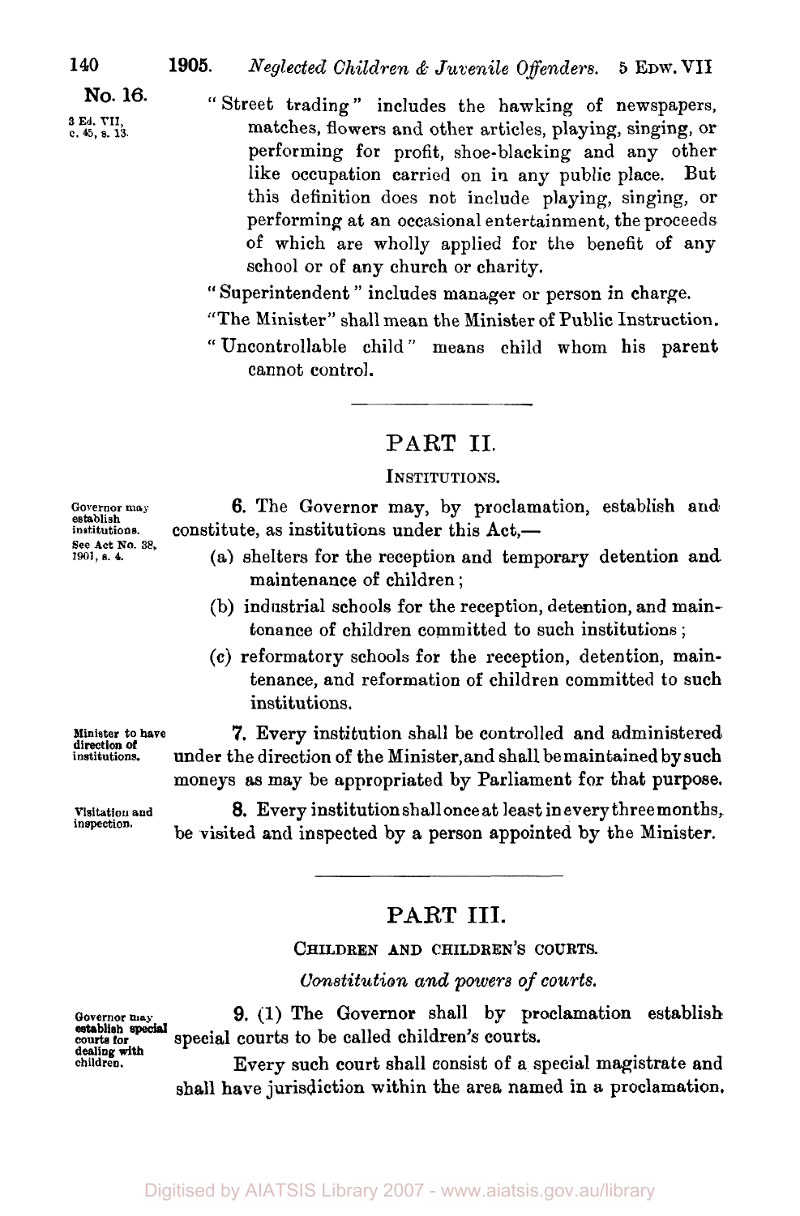No. 16.

3 Ed. VII, c. 45, s. 13.

"Street trading" includes the hawking of newspapers, matches, flowers and other articles, playing, singing, or performing for profit, shoe-blacking and any other like occupation carried on in any public place. But this definition does not include playing, singing, or performing at an occasional entertainment, the proceeds of which are wholly applied for the benefit of any school or of any church or charity.

"Superintendent" includes manager or person in charge.

"The Minister" shall mean the Minister of Public Instruction.

"Uncontrollable child" means child whom his parent cannot control.

## PART II.

### INSTITUTIONS.

Governor may establish institutions. See Act No. 38, 1901, s. 4.

**6.** The Governor may, by proclamation, establish and constitute, as institutions under this Act,—

(a) shelters for the reception and temporary detention and maintenance of children;

(b) industrial schools for the reception, detention, and maintenance of children committed to such institutions;

(c) reformatory schools for the reception, detention, maintenance, and reformation of children committed to such institutions.

Minister to have direction of institutions.

**7.** Every institution shall be controlled and administered under the direction of the Minister, and shall be maintained by such moneys as may be appropriated by Parliament for that purpose.

Visitation and inspection.

**8.** Every institution shall once at least in every three months, be visited and inspected by a person appointed by the Minister.

## PART III.

### CHILDREN AND CHILDREN'S COURTS.

*Constitution and powers of courts.*

Governor may establish special courts for dealing with children.

**9.** (1) The Governor shall by proclamation establish special courts to be called children's courts.

Every such court shall consist of a special magistrate and shall have jurisdiction within the area named in a proclamation.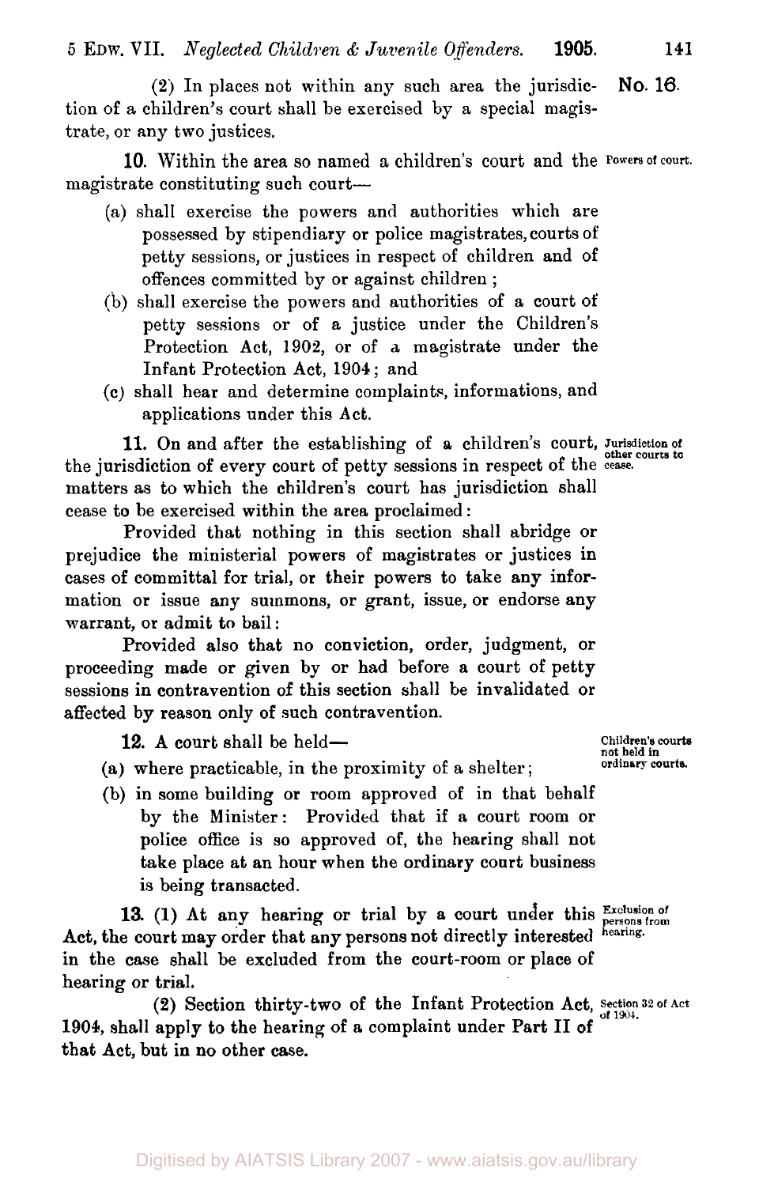(2) In places not within any such area the jurisdiction of a children's court shall be exercised by a special magistrate, or any two justices.

**10.** Within the area so named a children's court and the magistrate constituting such court—

Powers of court.

(a) shall exercise the powers and authorities which are possessed by stipendiary or police magistrates, courts of petty sessions, or justices in respect of children and of offences committed by or against children ;

(b) shall exercise the powers and authorities of a court of petty sessions or of a justice under the Children's Protection Act, 1902, or of a magistrate under the Infant Protection Act, 1904 ; and

(c) shall hear and determine complaints, informations, and applications under this Act.

**11.** On and after the establishing of a children's court, the jurisdiction of every court of petty sessions in respect of the matters as to which the children's court has jurisdiction shall cease to be exercised within the area proclaimed :

Jurisdiction of other courts to cease.

Provided that nothing in this section shall abridge or prejudice the ministerial powers of magistrates or justices in cases of committal for trial, or their powers to take any information or issue any summons, or grant, issue, or endorse any warrant, or admit to bail :

Provided also that no conviction, order, judgment, or proceeding made or given by or had before a court of petty sessions in contravention of this section shall be invalidated or affected by reason only of such contravention.

**12.** A court shall be held—

Children's courts not held in ordinary courts.

(a) where practicable, in the proximity of a shelter ;

(b) in some building or room approved of in that behalf by the Minister : Provided that if a court room or police office is so approved of, the hearing shall not take place at an hour when the ordinary court business is being transacted.

**13.** (1) At any hearing or trial by a court under this Act, the court may order that any persons not directly interested in the case shall be excluded from the court-room or place of hearing or trial.

Exclusion of persons from hearing.

(2) Section thirty-two of the Infant Protection Act, 1904, shall apply to the hearing of a complaint under Part II of that Act, but in no other case.

Section 32 of Act of 1904.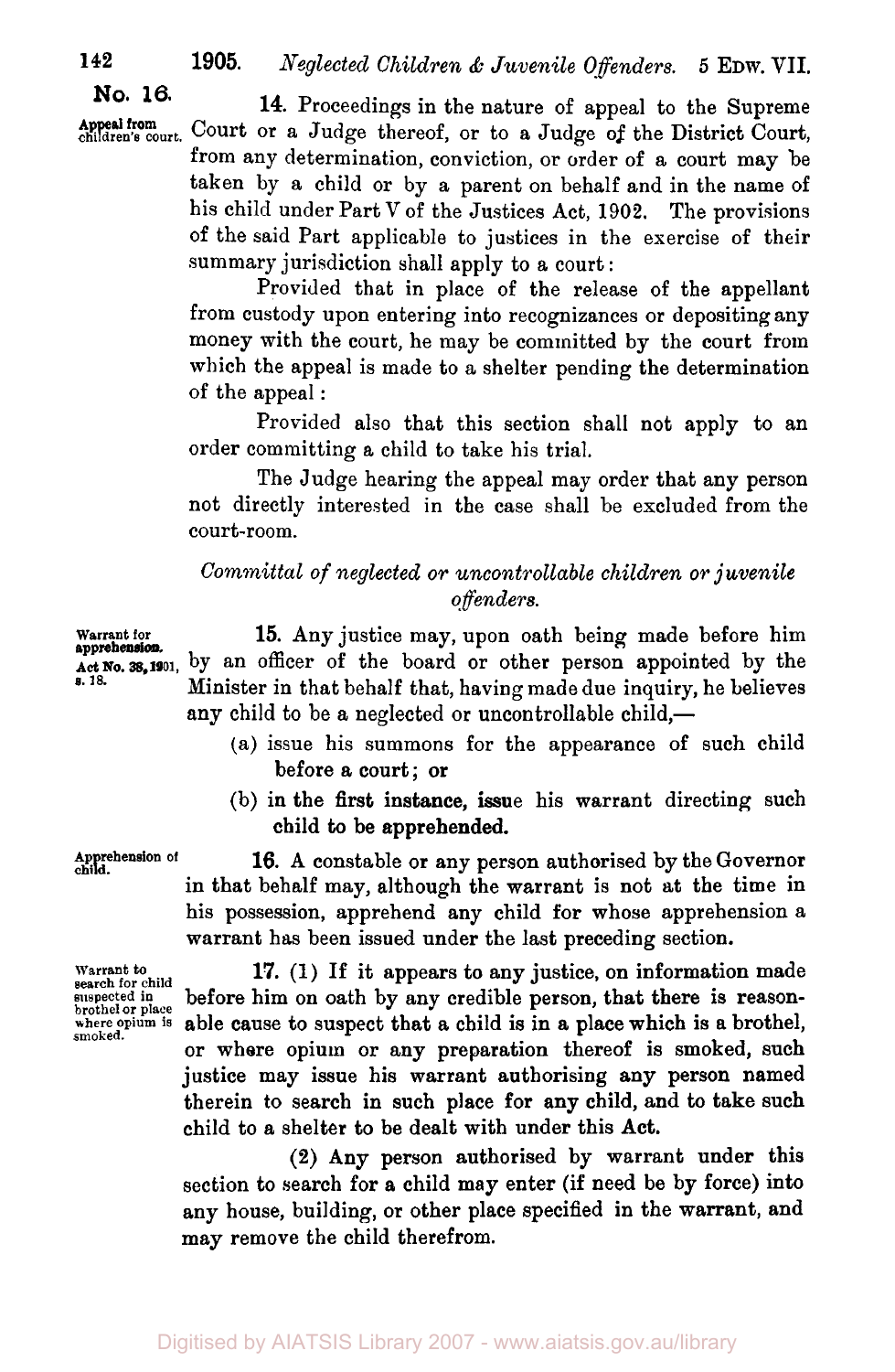**No. 16.**

**Appeal from children's court.**

14. Proceedings in the nature of appeal to the Supreme Court or a Judge thereof, or to a Judge of the District Court, from any determination, conviction, or order of a court may be taken by a child or by a parent on behalf and in the name of his child under Part V of the Justices Act, 1902. The provisions of the said Part applicable to justices in the exercise of their summary jurisdiction shall apply to a court:

Provided that in place of the release of the appellant from custody upon entering into recognizances or depositing any money with the court, he may be committed by the court from which the appeal is made to a shelter pending the determination of the appeal:

Provided also that this section shall not apply to an order committing a child to take his trial.

The Judge hearing the appeal may order that any person not directly interested in the case shall be excluded from the court-room.

*Committal of neglected or uncontrollable children or juvenile offenders.*

**Warrant for apprehension. Act No. 38, 1901, s. 18.**

15. Any justice may, upon oath being made before him by an officer of the board or other person appointed by the Minister in that behalf that, having made due inquiry, he believes any child to be a neglected or uncontrollable child,—

(a) issue his summons for the appearance of such child before a court; or

(b) in the first instance, issue his warrant directing such child to be apprehended.

**Apprehension of child.**

16. A constable or any person authorised by the Governor in that behalf may, although the warrant is not at the time in his possession, apprehend any child for whose apprehension a warrant has been issued under the last preceding section.

**Warrant to search for child suspected in brothel or place where opium is smoked.**

17. (1) If it appears to any justice, on information made before him on oath by any credible person, that there is reasonable cause to suspect that a child is in a place which is a brothel, or where opium or any preparation thereof is smoked, such justice may issue his warrant authorising any person named therein to search in such place for any child, and to take such child to a shelter to be dealt with under this Act.

(2) Any person authorised by warrant under this section to search for a child may enter (if need be by force) into any house, building, or other place specified in the warrant, and may remove the child therefrom.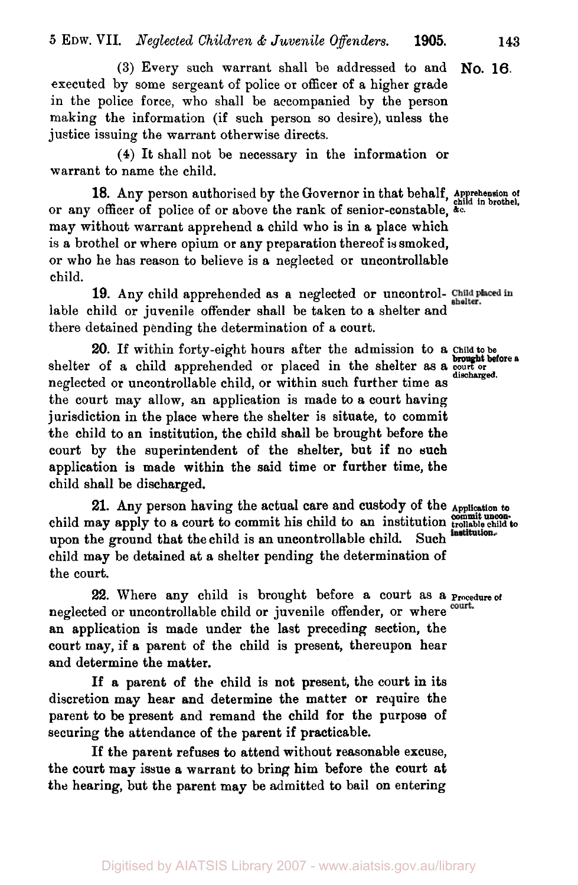(3) Every such warrant shall be addressed to and executed by some sergeant of police or officer of a higher grade in the police force, who shall be accompanied by the person making the information (if such person so desire), unless the justice issuing the warrant otherwise directs.

(4) It shall not be necessary in the information or warrant to name the child.

**18.** Any person authorised by the Governor in that behalf, or any officer of police of or above the rank of senior-constable, may without warrant apprehend a child who is in a place which is a brothel or where opium or any preparation thereof is smoked, or who he has reason to believe is a neglected or uncontrollable child.

*Apprehension of child in brothel, &c.*

**19.** Any child apprehended as a neglected or uncontrollable child or juvenile offender shall be taken to a shelter and there detained pending the determination of a court.

*Child placed in shelter.*

**20.** If within forty-eight hours after the admission to a shelter of a child apprehended or placed in the shelter as a neglected or uncontrollable child, or within such further time as the court may allow, an application is made to a court having jurisdiction in the place where the shelter is situate, to commit the child to an institution, the child shall be brought before the court by the superintendent of the shelter, but if no such application is made within the said time or further time, the child shall be discharged.

*Child to be brought before a court or discharged.*

**21.** Any person having the actual care and custody of the child may apply to a court to commit his child to an institution upon the ground that the child is an uncontrollable child. Such child may be detained at a shelter pending the determination of the court.

*Application to commit uncontrollable child to institution.*

**22.** Where any child is brought before a court as a neglected or uncontrollable child or juvenile offender, or where an application is made under the last preceding section, the court may, if a parent of the child is present, thereupon hear and determine the matter.

*Procedure of court.*

If a parent of the child is not present, the court in its discretion may hear and determine the matter or require the parent to be present and remand the child for the purpose of securing the attendance of the parent if practicable.

If the parent refuses to attend without reasonable excuse, the court may issue a warrant to bring him before the court at the hearing, but the parent may be admitted to bail on entering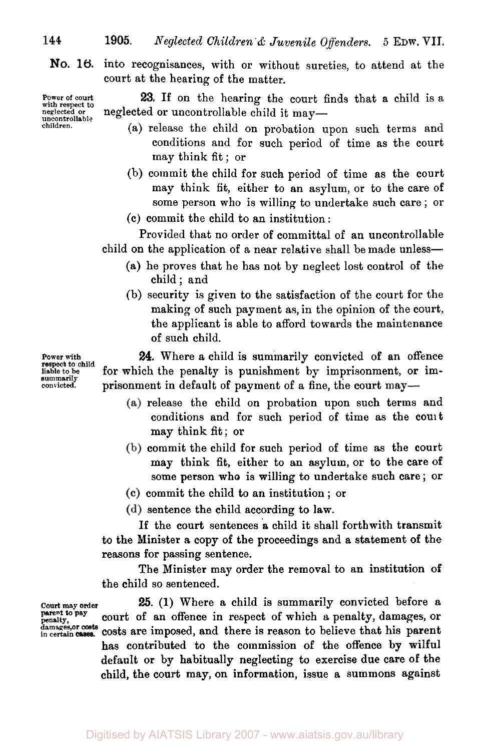**No. 16.** into recognisances, with or without sureties, to attend at the court at the hearing of the matter.

Power of court with respect to neglected or uncontrollable children.

**23.** If on the hearing the court finds that a child is a neglected or uncontrollable child it may—

(a) release the child on probation upon such terms and conditions and for such period of time as the court may think fit; or

(b) commit the child for such period of time as the court may think fit, either to an asylum, or to the care of some person who is willing to undertake such care; or

(c) commit the child to an institution:

Provided that no order of committal of an uncontrollable child on the application of a near relative shall be made unless—

(a) he proves that he has not by neglect lost control of the child; and

(b) security is given to the satisfaction of the court for the making of such payment as, in the opinion of the court, the applicant is able to afford towards the maintenance of such child.

Power with respect to child liable to be summarily convicted.

**24.** Where a child is summarily convicted of an offence for which the penalty is punishment by imprisonment, or imprisonment in default of payment of a fine, the court may—

(a) release the child on probation upon such terms and conditions and for such period of time as the court may think fit; or

(b) commit the child for such period of time as the court may think fit, either to an asylum, or to the care of some person who is willing to undertake such care; or

(c) commit the child to an institution; or

(d) sentence the child according to law.

If the court sentences a child it shall forthwith transmit to the Minister a copy of the proceedings and a statement of the reasons for passing sentence.

The Minister may order the removal to an institution of the child so sentenced.

Court may order parent to pay penalty, damages, or costs in certain cases.

**25.** (1) Where a child is summarily convicted before a court of an offence in respect of which a penalty, damages, or costs are imposed, and there is reason to believe that his parent has contributed to the commission of the offence by wilful default or by habitually neglecting to exercise due care of the child, the court may, on information, issue a summons against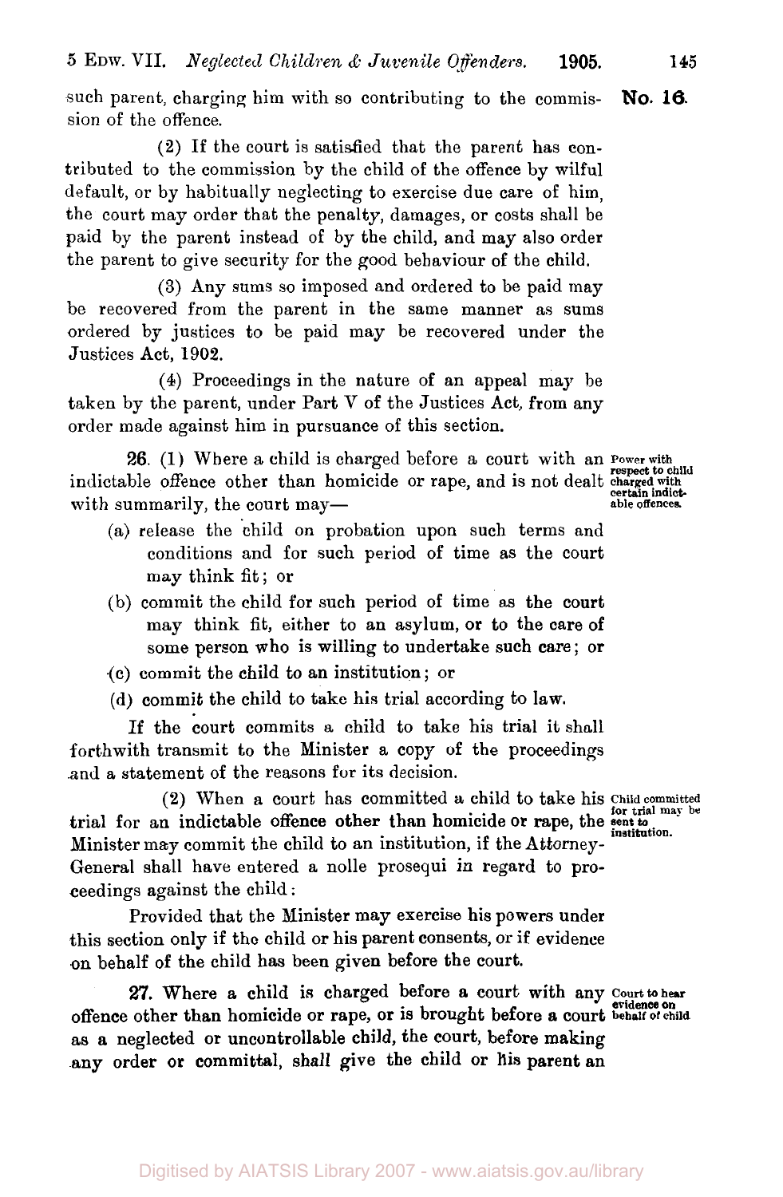such parent, charging him with so contributing to the commission of the offence.

(2) If the court is satisfied that the parent has contributed to the commission by the child of the offence by wilful default, or by habitually neglecting to exercise due care of him, the court may order that the penalty, damages, or costs shall be paid by the parent instead of by the child, and may also order the parent to give security for the good behaviour of the child.

(3) Any sums so imposed and ordered to be paid may be recovered from the parent in the same manner as sums ordered by justices to be paid may be recovered under the Justices Act, 1902.

(4) Proceedings in the nature of an appeal may be taken by the parent, under Part V of the Justices Act, from any order made against him in pursuance of this section.

*Power with respect to child charged with certain indictable offences.*

**26.** (1) Where a child is charged before a court with an indictable offence other than homicide or rape, and is not dealt with summarily, the court may—

(a) release the child on probation upon such terms and conditions and for such period of time as the court may think fit; or

(b) commit the child for such period of time as the court may think fit, either to an asylum, or to the care of some person who is willing to undertake such care; or

(c) commit the child to an institution; or

(d) commit the child to take his trial according to law.

If the court commits a child to take his trial it shall forthwith transmit to the Minister a copy of the proceedings and a statement of the reasons for its decision.

*Child committed for trial may be sent to institution.*

(2) When a court has committed a child to take his trial for an indictable offence other than homicide or rape, the Minister may commit the child to an institution, if the Attorney-General shall have entered a nolle prosequi in regard to proceedings against the child:

Provided that the Minister may exercise his powers under this section only if the child or his parent consents, or if evidence on behalf of the child has been given before the court.

*Court to hear evidence on behalf of child.*

**27.** Where a child is charged before a court with any offence other than homicide or rape, or is brought before a court as a neglected or uncontrollable child, the court, before making any order or committal, shall give the child or his parent an